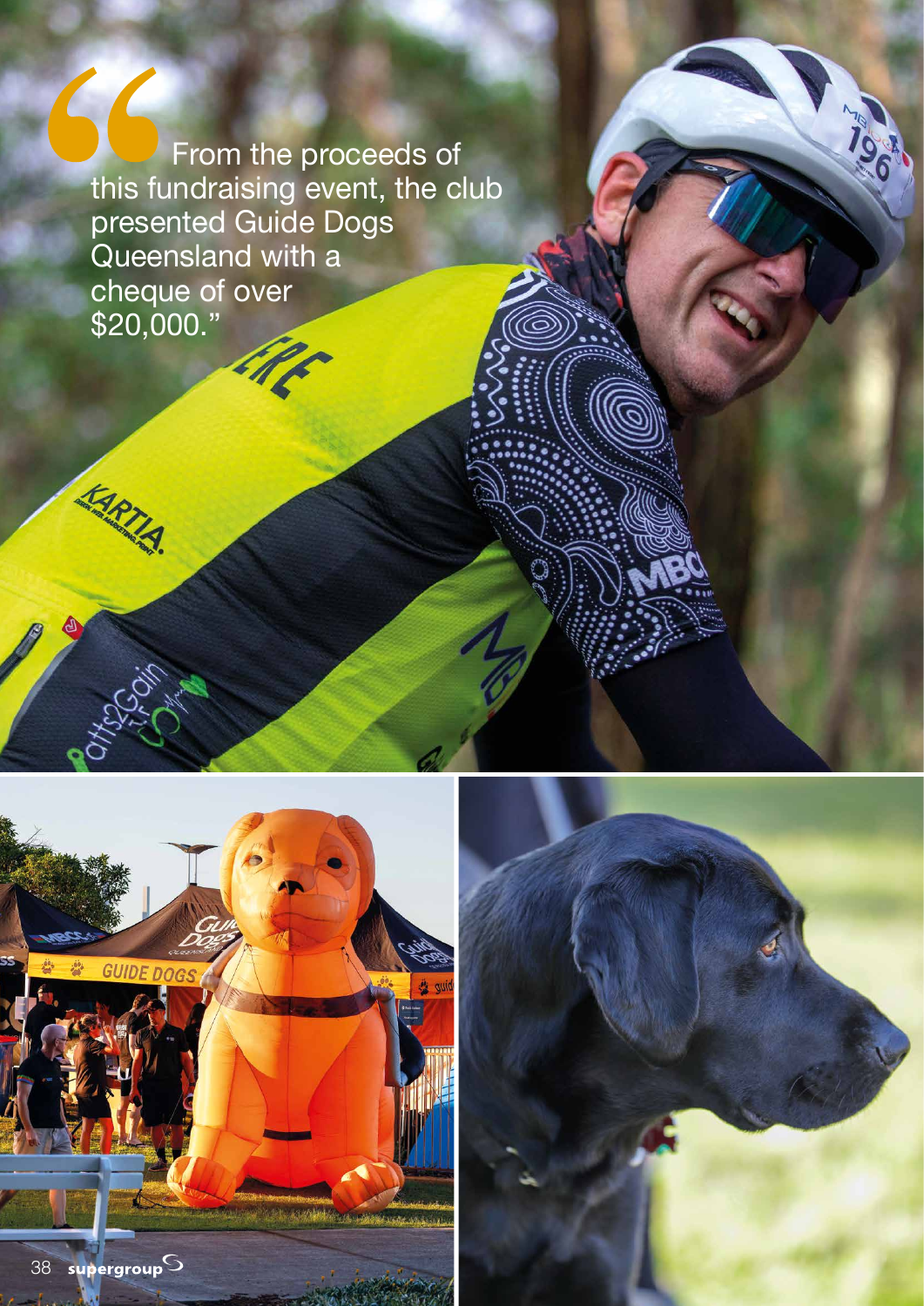> "From the proceeds of this fundraising event, the club presented Guide Dogs Queensland with a cheque of over $20,000."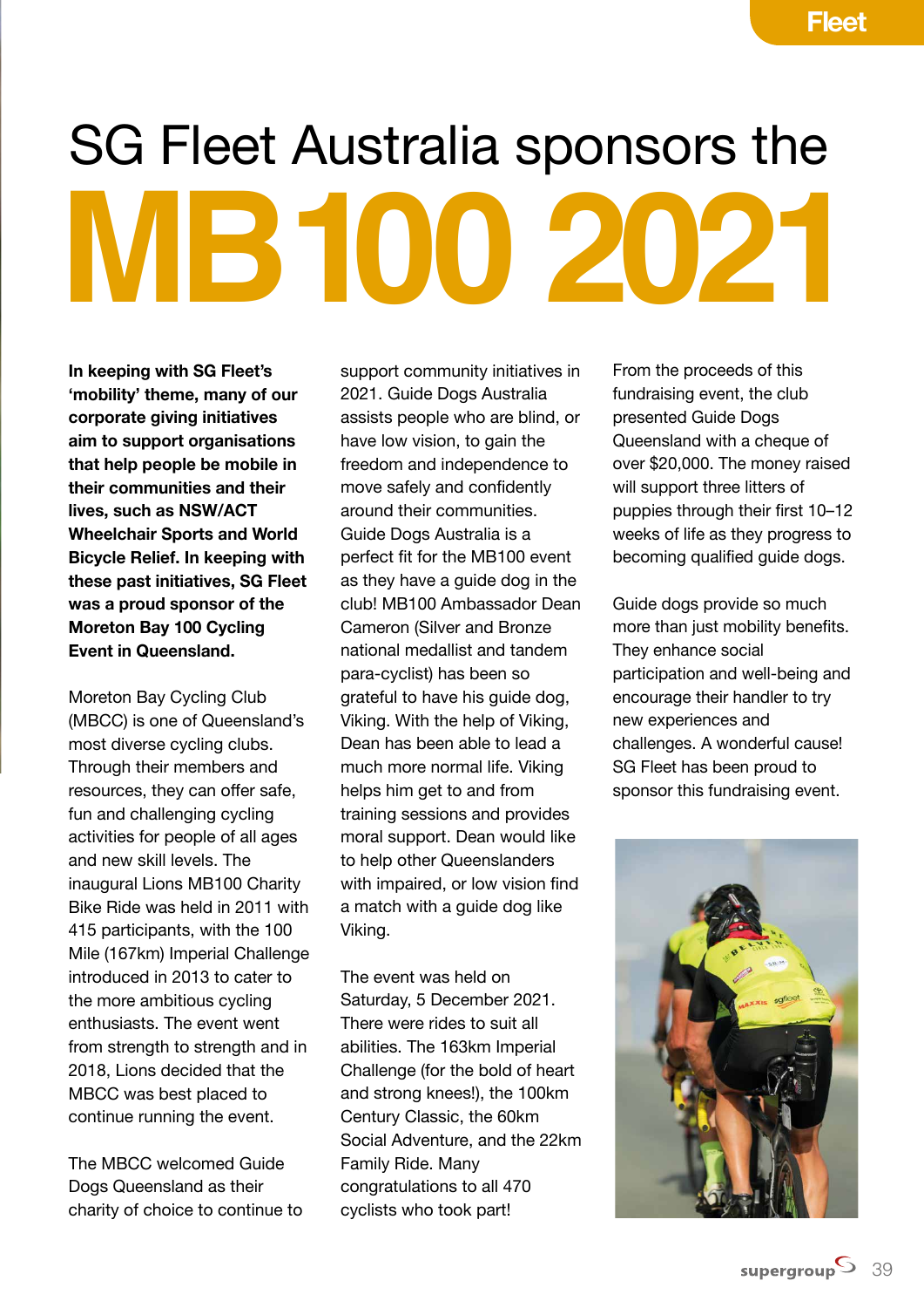# SG Fleet Australia sponsors the MB100 2021

**In keeping with SG Fleet's 'mobility' theme, many of our corporate giving initiatives aim to support organisations that help people be mobile in their communities and their lives, such as NSW/ACT Wheelchair Sports and World Bicycle Relief. In keeping with these past initiatives, SG Fleet was a proud sponsor of the Moreton Bay 100 Cycling Event in Queensland.**

Moreton Bay Cycling Club (MBCC) is one of Queensland's most diverse cycling clubs. Through their members and resources, they can offer safe, fun and challenging cycling activities for people of all ages and new skill levels. The inaugural Lions MB100 Charity Bike Ride was held in 2011 with 415 participants, with the 100 Mile (167km) Imperial Challenge introduced in 2013 to cater to the more ambitious cycling enthusiasts. The event went from strength to strength and in 2018, Lions decided that the MBCC was best placed to continue running the event.

The MBCC welcomed Guide Dogs Queensland as their charity of choice to continue to support community initiatives in 2021. Guide Dogs Australia assists people who are blind, or have low vision, to gain the freedom and independence to move safely and confidently around their communities. Guide Dogs Australia is a perfect fit for the MB100 event as they have a guide dog in the club! MB100 Ambassador Dean Cameron (Silver and Bronze national medallist and tandem para-cyclist) has been so grateful to have his guide dog, Viking. With the help of Viking, Dean has been able to lead a much more normal life. Viking helps him get to and from training sessions and provides moral support. Dean would like to help other Queenslanders with impaired, or low vision find a match with a guide dog like Viking.

The event was held on Saturday, 5 December 2021. There were rides to suit all abilities. The 163km Imperial Challenge (for the bold of heart and strong knees!), the 100km Century Classic, the 60km Social Adventure, and the 22km Family Ride. Many congratulations to all 470 cyclists who took part!

From the proceeds of this fundraising event, the club presented Guide Dogs Queensland with a cheque of over $20,000. The money raised will support three litters of puppies through their first 10–12 weeks of life as they progress to becoming qualified guide dogs.

Guide dogs provide so much more than just mobility benefits. They enhance social participation and well-being and encourage their handler to try new experiences and challenges. A wonderful cause! SG Fleet has been proud to sponsor this fundraising event.